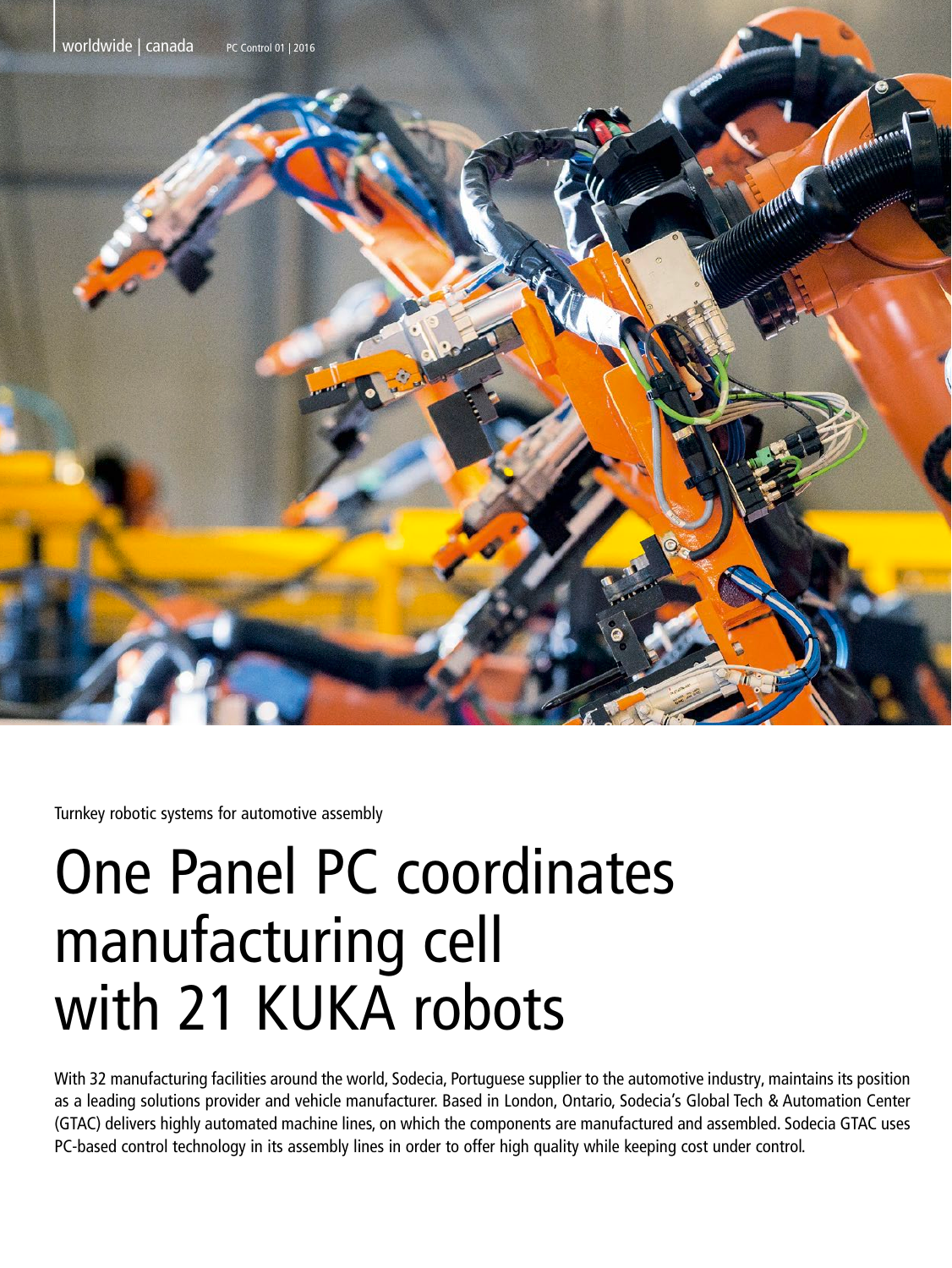Turnkey robotic systems for automotive assembly

# One Panel PC coordinates manufacturing cell with 21 KUKA robots

With 32 manufacturing facilities around the world, Sodecia, Portuguese supplier to the automotive industry, maintains its position as a leading solutions provider and vehicle manufacturer. Based in London, Ontario, Sodecia's Global Tech & Automation Center (GTAC) delivers highly automated machine lines, on which the components are manufactured and assembled. Sodecia GTAC uses PC-based control technology in its assembly lines in order to offer high quality while keeping cost under control.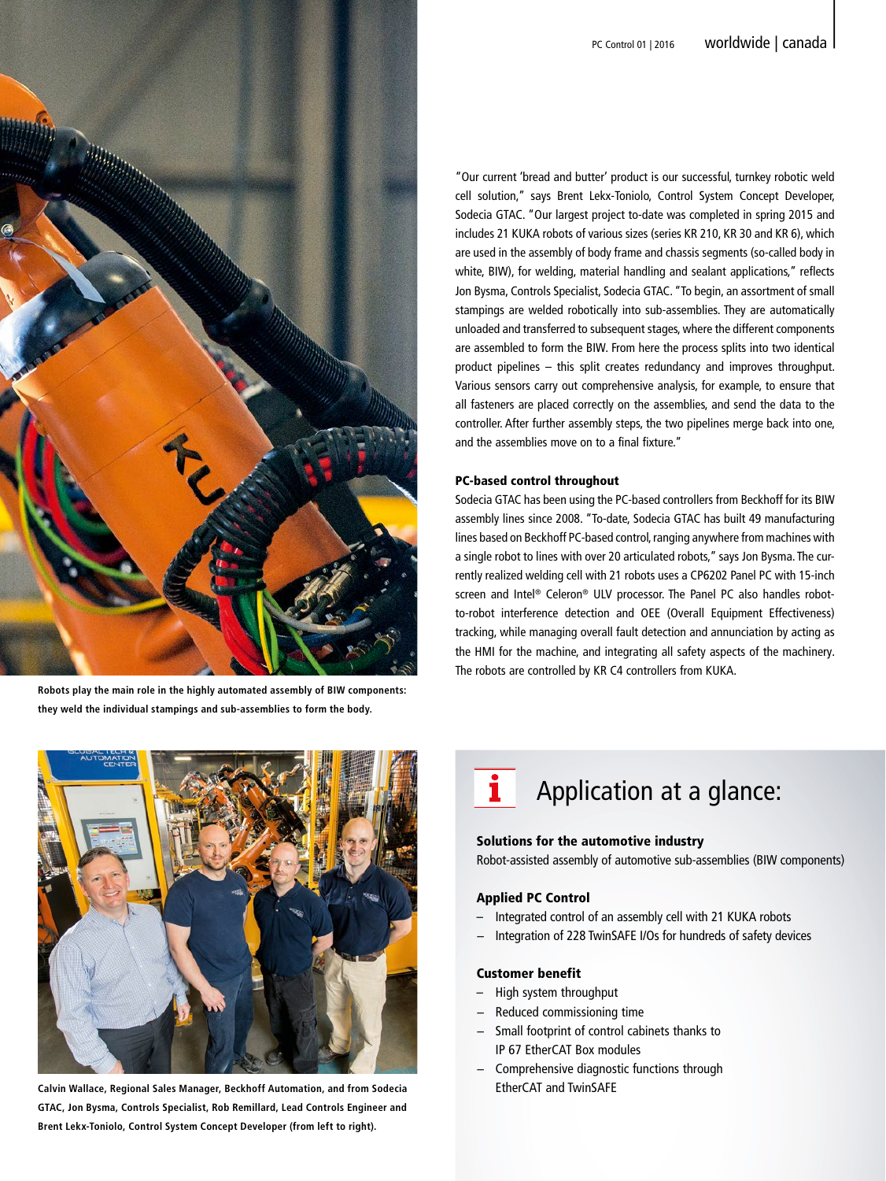"Our current 'bread and butter' product is our successful, turnkey robotic weld cell solution," says Brent Lekx-Toniolo, Control System Concept Developer, Sodecia GTAC. "Our largest project to-date was completed in spring 2015 and includes 21 KUKA robots of various sizes (series KR 210, KR 30 and KR 6), which are used in the assembly of body frame and chassis segments (so-called body in white, BIW), for welding, material handling and sealant applications," reflects Jon Bysma, Controls Specialist, Sodecia GTAC. "To begin, an assortment of small stampings are welded robotically into sub-assemblies. They are automatically unloaded and transferred to subsequent stages, where the different components are assembled to form the BIW. From here the process splits into two identical product pipelines – this split creates redundancy and improves throughput. Various sensors carry out comprehensive analysis, for example, to ensure that all fasteners are placed correctly on the assemblies, and send the data to the controller. After further assembly steps, the two pipelines merge back into one, and the assemblies move on to a final fixture."

**PC-based control throughout**

Sodecia GTAC has been using the PC-based controllers from Beckhoff for its BIW assembly lines since 2008. "To-date, Sodecia GTAC has built 49 manufacturing lines based on Beckhoff PC-based control, ranging anywhere from machines with a single robot to lines with over 20 articulated robots," says Jon Bysma. The currently realized welding cell with 21 robots uses a CP6202 Panel PC with 15-inch screen and Intel® Celeron® ULV processor. The Panel PC also handles robot-to-robot interference detection and OEE (Overall Equipment Effectiveness) tracking, while managing overall fault detection and annunciation by acting as the HMI for the machine, and integrating all safety aspects of the machinery. The robots are controlled by KR C4 controllers from KUKA.

Robots play the main role in the highly automated assembly of BIW components: they weld the individual stampings and sub-assemblies to form the body.

Calvin Wallace, Regional Sales Manager, Beckhoff Automation, and from Sodecia GTAC, Jon Bysma, Controls Specialist, Rob Remillard, Lead Controls Engineer and Brent Lekx-Toniolo, Control System Concept Developer (from left to right).

## Application at a glance:

**Solutions for the automotive industry**

Robot-assisted assembly of automotive sub-assemblies (BIW components)

**Applied PC Control**

- Integrated control of an assembly cell with 21 KUKA robots
- Integration of 228 TwinSAFE I/Os for hundreds of safety devices

**Customer benefit**

- High system throughput
- Reduced commissioning time
- Small footprint of control cabinets thanks to IP 67 EtherCAT Box modules
- Comprehensive diagnostic functions through EtherCAT and TwinSAFE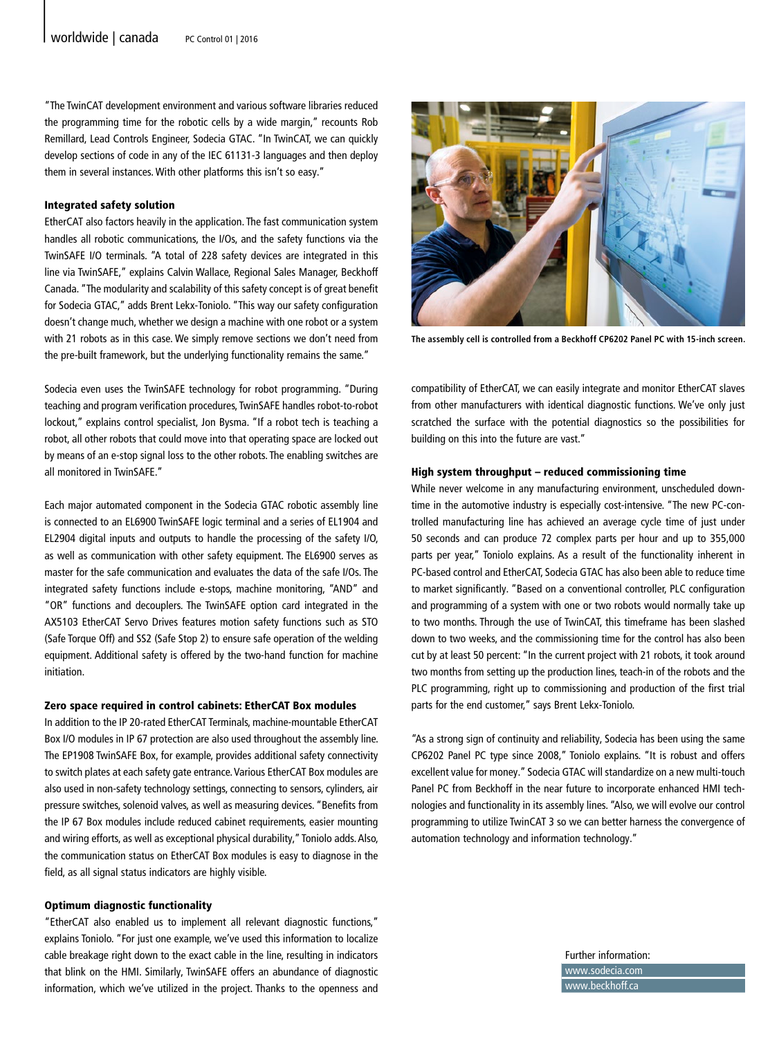"The TwinCAT development environment and various software libraries reduced the programming time for the robotic cells by a wide margin," recounts Rob Remillard, Lead Controls Engineer, Sodecia GTAC. "In TwinCAT, we can quickly develop sections of code in any of the IEC 61131-3 languages and then deploy them in several instances. With other platforms this isn't so easy."

#### Integrated safety solution

EtherCAT also factors heavily in the application. The fast communication system handles all robotic communications, the I/Os, and the safety functions via the TwinSAFE I/O terminals. "A total of 228 safety devices are integrated in this line via TwinSAFE," explains Calvin Wallace, Regional Sales Manager, Beckhoff Canada. "The modularity and scalability of this safety concept is of great benefit for Sodecia GTAC," adds Brent Lekx-Toniolo. "This way our safety configuration doesn't change much, whether we design a machine with one robot or a system with 21 robots as in this case. We simply remove sections we don't need from the pre-built framework, but the underlying functionality remains the same."

Sodecia even uses the TwinSAFE technology for robot programming. "During teaching and program verification procedures, TwinSAFE handles robot-to-robot lockout," explains control specialist, Jon Bysma. "If a robot tech is teaching a robot, all other robots that could move into that operating space are locked out by means of an e-stop signal loss to the other robots. The enabling switches are all monitored in TwinSAFE."

Each major automated component in the Sodecia GTAC robotic assembly line is connected to an EL6900 TwinSAFE logic terminal and a series of EL1904 and EL2904 digital inputs and outputs to handle the processing of the safety I/O, as well as communication with other safety equipment. The EL6900 serves as master for the safe communication and evaluates the data of the safe I/Os. The integrated safety functions include e-stops, machine monitoring, "AND" and "OR" functions and decouplers. The TwinSAFE option card integrated in the AX5103 EtherCAT Servo Drives features motion safety functions such as STO (Safe Torque Off) and SS2 (Safe Stop 2) to ensure safe operation of the welding equipment. Additional safety is offered by the two-hand function for machine initiation.

#### Zero space required in control cabinets: EtherCAT Box modules

In addition to the IP 20-rated EtherCAT Terminals, machine-mountable EtherCAT Box I/O modules in IP 67 protection are also used throughout the assembly line. The EP1908 TwinSAFE Box, for example, provides additional safety connectivity to switch plates at each safety gate entrance. Various EtherCAT Box modules are also used in non-safety technology settings, connecting to sensors, cylinders, air pressure switches, solenoid valves, as well as measuring devices. "Benefits from the IP 67 Box modules include reduced cabinet requirements, easier mounting and wiring efforts, as well as exceptional physical durability," Toniolo adds. Also, the communication status on EtherCAT Box modules is easy to diagnose in the field, as all signal status indicators are highly visible.

#### Optimum diagnostic functionality

"EtherCAT also enabled us to implement all relevant diagnostic functions," explains Toniolo. "For just one example, we've used this information to localize cable breakage right down to the exact cable in the line, resulting in indicators that blink on the HMI. Similarly, TwinSAFE offers an abundance of diagnostic information, which we've utilized in the project. Thanks to the openness and compatibility of EtherCAT, we can easily integrate and monitor EtherCAT slaves from other manufacturers with identical diagnostic functions. We've only just scratched the surface with the potential diagnostics so the possibilities for building on this into the future are vast."

The assembly cell is controlled from a Beckhoff CP6202 Panel PC with 15-inch screen.

#### High system throughput – reduced commissioning time

While never welcome in any manufacturing environment, unscheduled downtime in the automotive industry is especially cost-intensive. "The new PC-controlled manufacturing line has achieved an average cycle time of just under 50 seconds and can produce 72 complex parts per hour and up to 355,000 parts per year," Toniolo explains. As a result of the functionality inherent in PC-based control and EtherCAT, Sodecia GTAC has also been able to reduce time to market significantly. "Based on a conventional controller, PLC configuration and programming of a system with one or two robots would normally take up to two months. Through the use of TwinCAT, this timeframe has been slashed down to two weeks, and the commissioning time for the control has also been cut by at least 50 percent: "In the current project with 21 robots, it took around two months from setting up the production lines, teach-in of the robots and the PLC programming, right up to commissioning and production of the first trial parts for the end customer," says Brent Lekx-Toniolo.

"As a strong sign of continuity and reliability, Sodecia has been using the same CP6202 Panel PC type since 2008," Toniolo explains. "It is robust and offers excellent value for money." Sodecia GTAC will standardize on a new multi-touch Panel PC from Beckhoff in the near future to incorporate enhanced HMI technologies and functionality in its assembly lines. "Also, we will evolve our control programming to utilize TwinCAT 3 so we can better harness the convergence of automation technology and information technology."

Further information:
www.sodecia.com
www.beckhoff.ca